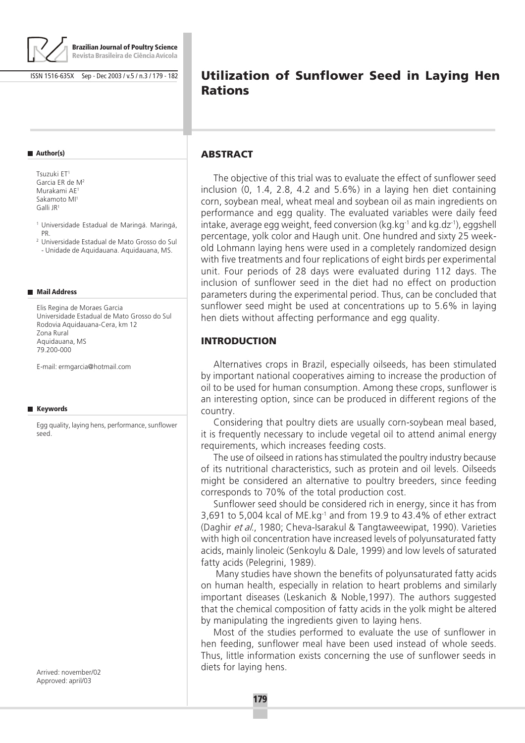# Utilization of Sunflower Seed in Laying Hen Rations

**Author(s)**

Tsuzuki ET[1]
Garcia ER de M[2]
Murakami AE[1]
Sakamoto MI[1]
Galli JR[1]

[1] Universidade Estadual de Maringá. Maringá, PR.
[2] Universidade Estadual de Mato Grosso do Sul - Unidade de Aquidauana. Aquidauana, MS.

**Mail Address**

Elis Regina de Moraes Garcia
Universidade Estadual de Mato Grosso do Sul
Rodovia Aquidauana-Cera, km 12
Zona Rural
Aquidauana, MS
79.200-000

E-mail: ermgarcia@hotmail.com

**Keywords**

Egg quality, laying hens, performance, sunflower seed.

Arrived: november/02
Approved: april/03

## ABSTRACT

The objective of this trial was to evaluate the effect of sunflower seed inclusion (0, 1.4, 2.8, 4.2 and 5.6%) in a laying hen diet containing corn, soybean meal, wheat meal and soybean oil as main ingredients on performance and egg quality. The evaluated variables were daily feed intake, average egg weight, feed conversion (kg.kg$^{-1}$ and kg.dz$^{-1}$), eggshell percentage, yolk color and Haugh unit. One hundred and sixty 25 week-old Lohmann laying hens were used in a completely randomized design with five treatments and four replications of eight birds per experimental unit. Four periods of 28 days were evaluated during 112 days. The inclusion of sunflower seed in the diet had no effect on production parameters during the experimental period. Thus, can be concluded that sunflower seed might be used at concentrations up to 5.6% in laying hen diets without affecting performance and egg quality.

## INTRODUCTION

Alternatives crops in Brazil, especially oilseeds, has been stimulated by important national cooperatives aiming to increase the production of oil to be used for human consumption. Among these crops, sunflower is an interesting option, since can be produced in different regions of the country.

Considering that poultry diets are usually corn-soybean meal based, it is frequently necessary to include vegetal oil to attend animal energy requirements, which increases feeding costs.

The use of oilseed in rations has stimulated the poultry industry because of its nutritional characteristics, such as protein and oil levels. Oilseeds might be considered an alternative to poultry breeders, since feeding corresponds to 70% of the total production cost.

Sunflower seed should be considered rich in energy, since it has from 3,691 to 5,004 kcal of ME.kg$^{-1}$ and from 19.9 to 43.4% of ether extract (Daghir *et al.*, 1980; Cheva-Isarakul & Tangtaweewipat, 1990). Varieties with high oil concentration have increased levels of polyunsaturated fatty acids, mainly linoleic (Senkoylu & Dale, 1999) and low levels of saturated fatty acids (Pelegrini, 1989).

Many studies have shown the benefits of polyunsaturated fatty acids on human health, especially in relation to heart problems and similarly important diseases (Leskanich & Noble,1997). The authors suggested that the chemical composition of fatty acids in the yolk might be altered by manipulating the ingredients given to laying hens.

Most of the studies performed to evaluate the use of sunflower in hen feeding, sunflower meal have been used instead of whole seeds. Thus, little information exists concerning the use of sunflower seeds in diets for laying hens.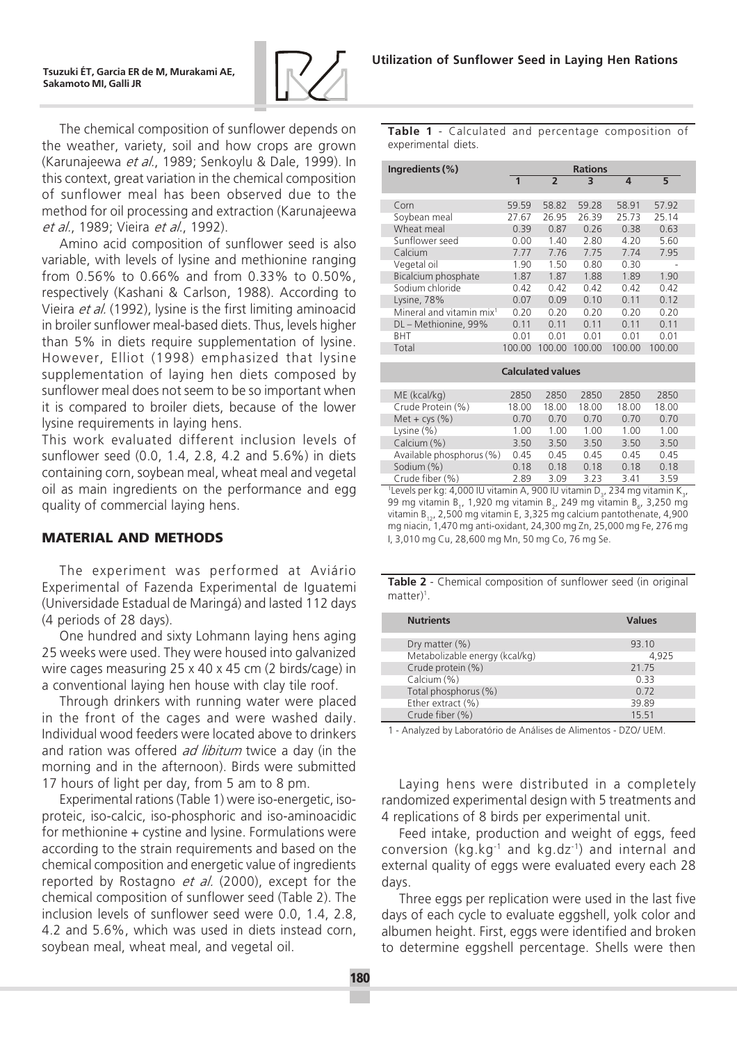The chemical composition of sunflower depends on the weather, variety, soil and how crops are grown (Karunajeewa *et al.*, 1989; Senkoylu & Dale, 1999). In this context, great variation in the chemical composition of sunflower meal has been observed due to the method for oil processing and extraction (Karunajeewa *et al.*, 1989; Vieira *et al.*, 1992).

Amino acid composition of sunflower seed is also variable, with levels of lysine and methionine ranging from 0.56% to 0.66% and from 0.33% to 0.50%, respectively (Kashani & Carlson, 1988). According to Vieira *et al.* (1992), lysine is the first limiting aminoacid in broiler sunflower meal-based diets. Thus, levels higher than 5% in diets require supplementation of lysine. However, Elliot (1998) emphasized that lysine supplementation of laying hen diets composed by sunflower meal does not seem to be so important when it is compared to broiler diets, because of the lower lysine requirements in laying hens.

This work evaluated different inclusion levels of sunflower seed (0.0, 1.4, 2.8, 4.2 and 5.6%) in diets containing corn, soybean meal, wheat meal and vegetal oil as main ingredients on the performance and egg quality of commercial laying hens.

## MATERIAL AND METHODS

The experiment was performed at Aviário Experimental of Fazenda Experimental de Iguatemi (Universidade Estadual de Maringá) and lasted 112 days (4 periods of 28 days).

One hundred and sixty Lohmann laying hens aging 25 weeks were used. They were housed into galvanized wire cages measuring 25 x 40 x 45 cm (2 birds/cage) in a conventional laying hen house with clay tile roof.

Through drinkers with running water were placed in the front of the cages and were washed daily. Individual wood feeders were located above to drinkers and ration was offered *ad libitum* twice a day (in the morning and in the afternoon). Birds were submitted 17 hours of light per day, from 5 am to 8 pm.

Experimental rations (Table 1) were iso-energetic, iso-proteic, iso-calcic, iso-phosphoric and iso-aminoacidic for methionine + cystine and lysine. Formulations were according to the strain requirements and based on the chemical composition and energetic value of ingredients reported by Rostagno *et al.* (2000), except for the chemical composition of sunflower seed (Table 2). The inclusion levels of sunflower seed were 0.0, 1.4, 2.8, 4.2 and 5.6%, which was used in diets instead corn, soybean meal, wheat meal, and vegetal oil.

**Table 1** - Calculated and percentage composition of experimental diets.

| Ingredients (%) | Rations | | | | |
|---|---|---|---|---|---|
| | 1 | 2 | 3 | 4 | 5 |
| Corn | 59.59 | 58.82 | 59.28 | 58.91 | 57.92 |
| Soybean meal | 27.67 | 26.95 | 26.39 | 25.73 | 25.14 |
| Wheat meal | 0.39 | 0.87 | 0.26 | 0.38 | 0.63 |
| Sunflower seed | 0.00 | 1.40 | 2.80 | 4.20 | 5.60 |
| Calcium | 7.77 | 7.76 | 7.75 | 7.74 | 7.95 |
| Vegetal oil | 1.90 | 1.50 | 0.80 | 0.30 | - |
| Bicalcium phosphate | 1.87 | 1.87 | 1.88 | 1.89 | 1.90 |
| Sodium chloride | 0.42 | 0.42 | 0.42 | 0.42 | 0.42 |
| Lysine, 78% | 0.07 | 0.09 | 0.10 | 0.11 | 0.12 |
| Mineral and vitamin mix[1] | 0.20 | 0.20 | 0.20 | 0.20 | 0.20 |
| DL – Methionine, 99% | 0.11 | 0.11 | 0.11 | 0.11 | 0.11 |
| BHT | 0.01 | 0.01 | 0.01 | 0.01 | 0.01 |
| Total | 100.00 | 100.00 | 100.00 | 100.00 | 100.00 |
| **Calculated values** | | | | | |
| ME (kcal/kg) | 2850 | 2850 | 2850 | 2850 | 2850 |
| Crude Protein (%) | 18.00 | 18.00 | 18.00 | 18.00 | 18.00 |
| Met + cys (%) | 0.70 | 0.70 | 0.70 | 0.70 | 0.70 |
| Lysine (%) | 1.00 | 1.00 | 1.00 | 1.00 | 1.00 |
| Calcium (%) | 3.50 | 3.50 | 3.50 | 3.50 | 3.50 |
| Available phosphorus (%) | 0.45 | 0.45 | 0.45 | 0.45 | 0.45 |
| Sodium (%) | 0.18 | 0.18 | 0.18 | 0.18 | 0.18 |
| Crude fiber (%) | 2.89 | 3.09 | 3.23 | 3.41 | 3.59 |

[1]Levels per kg: 4,000 IU vitamin A, 900 IU vitamin $D_3$, 234 mg vitamin $K_3$, 99 mg vitamin $B_1$, 1,920 mg vitamin $B_2$, 249 mg vitamin $B_6$, 3,250 mg vitamin $B_{12}$, 2,500 mg vitamin E, 3,325 mg calcium pantothenate, 4,900 mg niacin, 1,470 mg anti-oxidant, 24,300 mg Zn, 25,000 mg Fe, 276 mg I, 3,010 mg Cu, 28,600 mg Mn, 50 mg Co, 76 mg Se.

**Table 2** - Chemical composition of sunflower seed (in original matter)[1].

| Nutrients | Values |
|---|---|
| Dry matter (%) | 93.10 |
| Metabolizable energy (kcal/kg) | 4,925 |
| Crude protein (%) | 21.75 |
| Calcium (%) | 0.33 |
| Total phosphorus (%) | 0.72 |
| Ether extract (%) | 39.89 |
| Crude fiber (%) | 15.51 |

1 - Analyzed by Laboratório de Análises de Alimentos - DZO/ UEM.

Laying hens were distributed in a completely randomized experimental design with 5 treatments and 4 replications of 8 birds per experimental unit.

Feed intake, production and weight of eggs, feed conversion ($kg.kg^{-1}$ and $kg.dz^{-1}$) and internal and external quality of eggs were evaluated every each 28 days.

Three eggs per replication were used in the last five days of each cycle to evaluate eggshell, yolk color and albumen height. First, eggs were identified and broken to determine eggshell percentage. Shells were then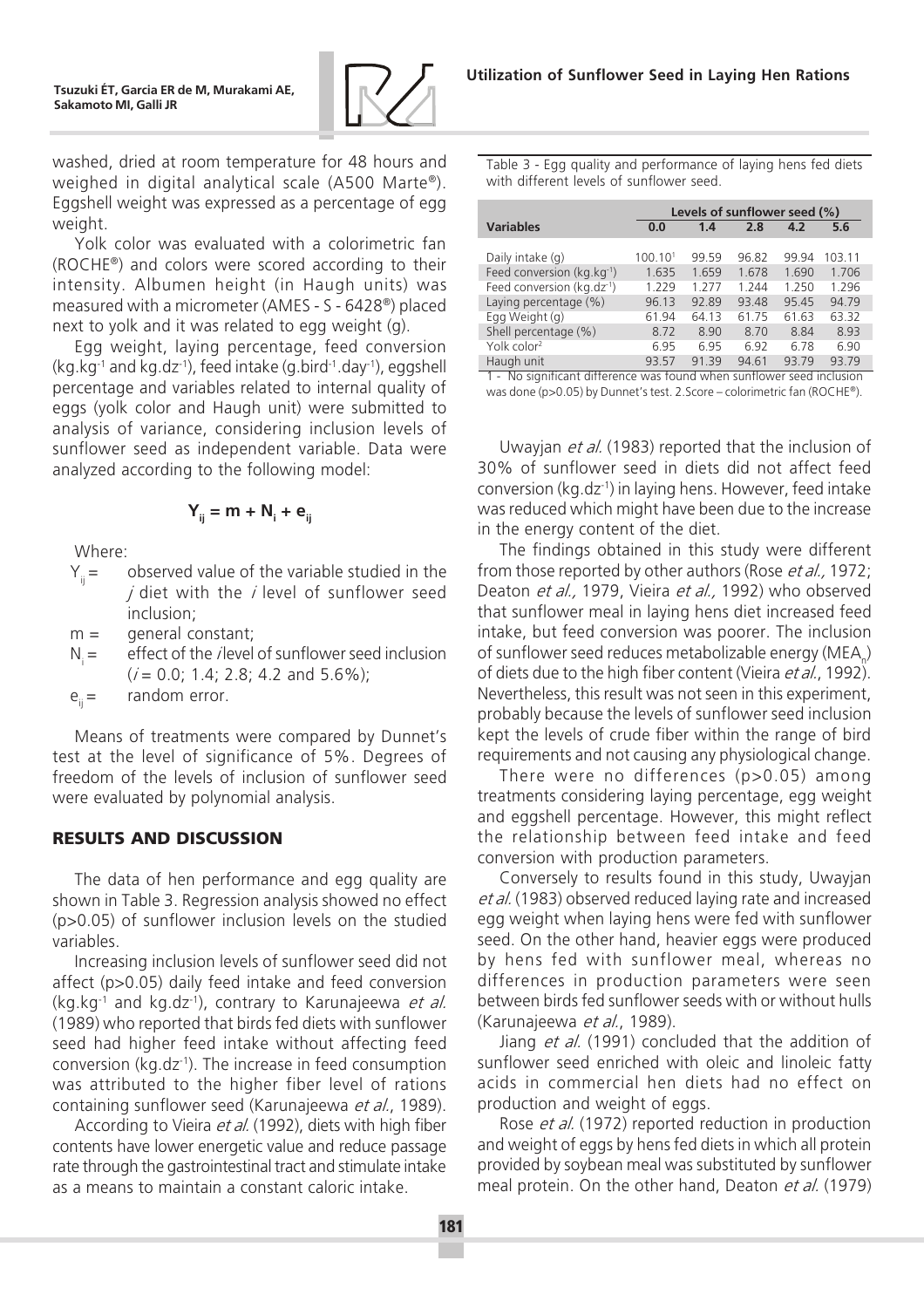washed, dried at room temperature for 48 hours and weighed in digital analytical scale (A500 Marte®). Eggshell weight was expressed as a percentage of egg weight.

Yolk color was evaluated with a colorimetric fan (ROCHE®) and colors were scored according to their intensity. Albumen height (in Haugh units) was measured with a micrometer (AMES - S - 6428®) placed next to yolk and it was related to egg weight (g).

Egg weight, laying percentage, feed conversion ($kg.kg^{-1}$ and $kg.dz^{-1}$), feed intake ($g.bird^{-1}.day^{-1}$), eggshell percentage and variables related to internal quality of eggs (yolk color and Haugh unit) were submitted to analysis of variance, considering inclusion levels of sunflower seed as independent variable. Data were analyzed according to the following model:

$$Y_{ij} = m + N_i + e_{ij}$$

Where:

- $Y_{ij}$ = observed value of the variable studied in the *j* diet with the *i* level of sunflower seed inclusion;
- $m$ = general constant;
- $N_i$ = effect of the *i* level of sunflower seed inclusion (*i* = 0.0; 1.4; 2.8; 4.2 and 5.6%);
- $e_{ij}$ = random error.

Means of treatments were compared by Dunnet's test at the level of significance of 5%. Degrees of freedom of the levels of inclusion of sunflower seed were evaluated by polynomial analysis.

## RESULTS AND DISCUSSION

The data of hen performance and egg quality are shown in Table 3. Regression analysis showed no effect ($p>0.05$) of sunflower inclusion levels on the studied variables.

Increasing inclusion levels of sunflower seed did not affect ($p>0.05$) daily feed intake and feed conversion ($kg.kg^{-1}$ and $kg.dz^{-1}$), contrary to Karunajeewa *et al.* (1989) who reported that birds fed diets with sunflower seed had higher feed intake without affecting feed conversion ($kg.dz^{-1}$). The increase in feed consumption was attributed to the higher fiber level of rations containing sunflower seed (Karunajeewa *et al.*, 1989).

According to Vieira *et al.* (1992), diets with high fiber contents have lower energetic value and reduce passage rate through the gastrointestinal tract and stimulate intake as a means to maintain a constant caloric intake.

Table 3 - Egg quality and performance of laying hens fed diets with different levels of sunflower seed.

| Variables | Levels of sunflower seed (%) | | | | |
|---|---|---|---|---|---|
| | 0.0 | 1.4 | 2.8 | 4.2 | 5.6 |
| Daily intake (g) | 100.10[1] | 99.59 | 96.82 | 99.94 | 103.11 |
| Feed conversion ($kg.kg^{-1}$) | 1.635 | 1.659 | 1.678 | 1.690 | 1.706 |
| Feed conversion ($kg.dz^{-1}$) | 1.229 | 1.277 | 1.244 | 1.250 | 1.296 |
| Laying percentage (%) | 96.13 | 92.89 | 93.48 | 95.45 | 94.79 |
| Egg Weight (g) | 61.94 | 64.13 | 61.75 | 61.63 | 63.32 |
| Shell percentage (%) | 8.72 | 8.90 | 8.70 | 8.84 | 8.93 |
| Yolk color[2] | 6.95 | 6.95 | 6.92 | 6.78 | 6.90 |
| Haugh unit | 93.57 | 91.39 | 94.61 | 93.79 | 93.79 |

1 - No significant difference was found when sunflower seed inclusion was done ($p>0.05$) by Dunnet's test. 2. Score – colorimetric fan (ROCHE®).

Uwayjan *et al.* (1983) reported that the inclusion of 30% of sunflower seed in diets did not affect feed conversion ($kg.dz^{-1}$) in laying hens. However, feed intake was reduced which might have been due to the increase in the energy content of the diet.

The findings obtained in this study were different from those reported by other authors (Rose *et al.,* 1972; Deaton *et al.,* 1979, Vieira *et al.,* 1992) who observed that sunflower meal in laying hens diet increased feed intake, but feed conversion was poorer. The inclusion of sunflower seed reduces metabolizable energy ($MEA_n$) of diets due to the high fiber content (Vieira *et al.*, 1992). Nevertheless, this result was not seen in this experiment, probably because the levels of sunflower seed inclusion kept the levels of crude fiber within the range of bird requirements and not causing any physiological change.

There were no differences ($p>0.05$) among treatments considering laying percentage, egg weight and eggshell percentage. However, this might reflect the relationship between feed intake and feed conversion with production parameters.

Conversely to results found in this study, Uwayjan *et al.* (1983) observed reduced laying rate and increased egg weight when laying hens were fed with sunflower seed. On the other hand, heavier eggs were produced by hens fed with sunflower meal, whereas no differences in production parameters were seen between birds fed sunflower seeds with or without hulls (Karunajeewa *et al.*, 1989).

Jiang *et al.* (1991) concluded that the addition of sunflower seed enriched with oleic and linoleic fatty acids in commercial hen diets had no effect on production and weight of eggs.

Rose *et al.* (1972) reported reduction in production and weight of eggs by hens fed diets in which all protein provided by soybean meal was substituted by sunflower meal protein. On the other hand, Deaton *et al.* (1979)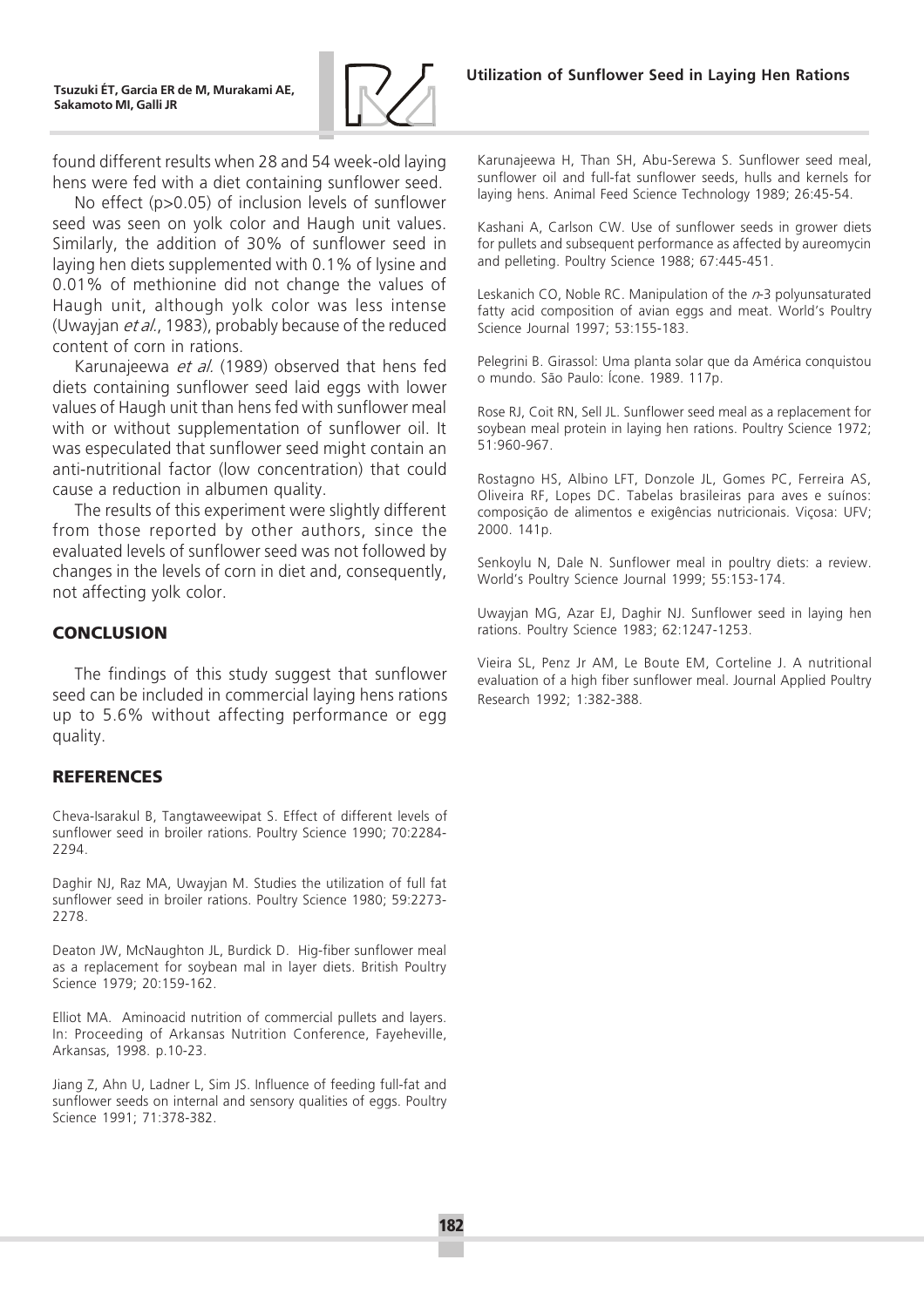found different results when 28 and 54 week-old laying hens were fed with a diet containing sunflower seed.

No effect (p>0.05) of inclusion levels of sunflower seed was seen on yolk color and Haugh unit values. Similarly, the addition of 30% of sunflower seed in laying hen diets supplemented with 0.1% of lysine and 0.01% of methionine did not change the values of Haugh unit, although yolk color was less intense (Uwayjan *et al.*, 1983), probably because of the reduced content of corn in rations.

Karunajeewa *et al.* (1989) observed that hens fed diets containing sunflower seed laid eggs with lower values of Haugh unit than hens fed with sunflower meal with or without supplementation of sunflower oil. It was especulated that sunflower seed might contain an anti-nutritional factor (low concentration) that could cause a reduction in albumen quality.

The results of this experiment were slightly different from those reported by other authors, since the evaluated levels of sunflower seed was not followed by changes in the levels of corn in diet and, consequently, not affecting yolk color.

## CONCLUSION

The findings of this study suggest that sunflower seed can be included in commercial laying hens rations up to 5.6% without affecting performance or egg quality.

## REFERENCES

Cheva-Isarakul B, Tangtaweewipat S. Effect of different levels of sunflower seed in broiler rations. Poultry Science 1990; 70:2284-2294.

Daghir NJ, Raz MA, Uwayjan M. Studies the utilization of full fat sunflower seed in broiler rations. Poultry Science 1980; 59:2273-2278.

Deaton JW, McNaughton JL, Burdick D. Hig-fiber sunflower meal as a replacement for soybean mal in layer diets. British Poultry Science 1979; 20:159-162.

Elliot MA. Aminoacid nutrition of commercial pullets and layers. In: Proceeding of Arkansas Nutrition Conference, Fayeheville, Arkansas, 1998. p.10-23.

Jiang Z, Ahn U, Ladner L, Sim JS. Influence of feeding full-fat and sunflower seeds on internal and sensory qualities of eggs. Poultry Science 1991; 71:378-382.

Karunajeewa H, Than SH, Abu-Serewa S. Sunflower seed meal, sunflower oil and full-fat sunflower seeds, hulls and kernels for laying hens. Animal Feed Science Technology 1989; 26:45-54.

Kashani A, Carlson CW. Use of sunflower seeds in grower diets for pullets and subsequent performance as affected by aureomycin and pelleting. Poultry Science 1988; 67:445-451.

Leskanich CO, Noble RC. Manipulation of the *n*-3 polyunsaturated fatty acid composition of avian eggs and meat. World's Poultry Science Journal 1997; 53:155-183.

Pelegrini B. Girassol: Uma planta solar que da América conquistou o mundo. São Paulo: Ícone. 1989. 117p.

Rose RJ, Coit RN, Sell JL. Sunflower seed meal as a replacement for soybean meal protein in laying hen rations. Poultry Science 1972; 51:960-967.

Rostagno HS, Albino LFT, Donzole JL, Gomes PC, Ferreira AS, Oliveira RF, Lopes DC. Tabelas brasileiras para aves e suínos: composição de alimentos e exigências nutricionais. Viçosa: UFV; 2000. 141p.

Senkoylu N, Dale N. Sunflower meal in poultry diets: a review. World's Poultry Science Journal 1999; 55:153-174.

Uwayjan MG, Azar EJ, Daghir NJ. Sunflower seed in laying hen rations. Poultry Science 1983; 62:1247-1253.

Vieira SL, Penz Jr AM, Le Boute EM, Corteline J. A nutritional evaluation of a high fiber sunflower meal. Journal Applied Poultry Research 1992; 1:382-388.